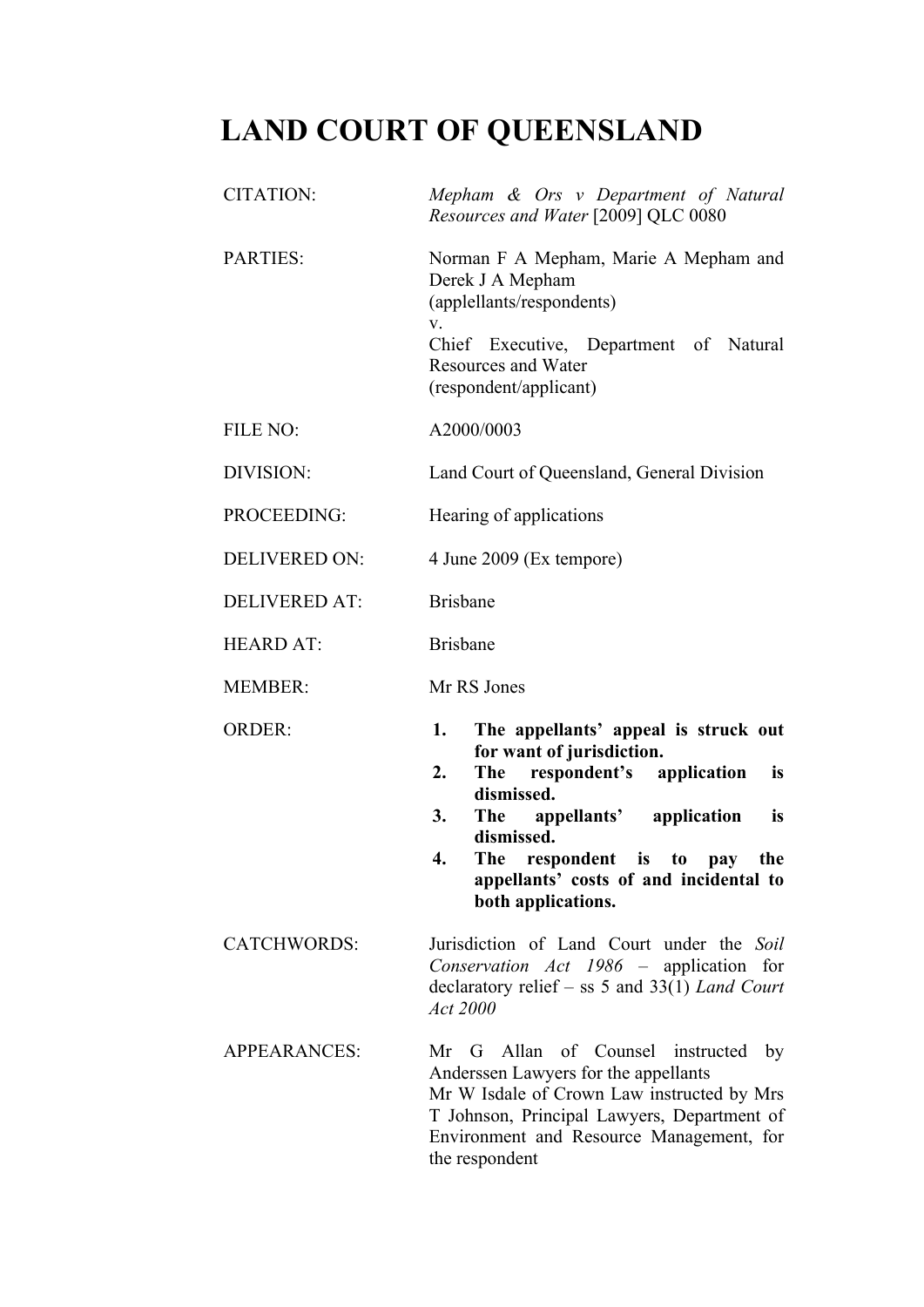# LAND COURT OF QUEENSLAND

| | |
|---|---|
| CITATION: | *Mepham & Ors v Department of Natural Resources and Water* [2009] QLC 0080 |
| PARTIES: | Norman F A Mepham, Marie A Mepham and Derek J A Mepham<br>(applellants/respondents)<br>v.<br>Chief Executive, Department of Natural Resources and Water<br>(respondent/applicant) |
| FILE NO: | A2000/0003 |
| DIVISION: | Land Court of Queensland, General Division |
| PROCEEDING: | Hearing of applications |
| DELIVERED ON: | 4 June 2009 (Ex tempore) |
| DELIVERED AT: | Brisbane |
| HEARD AT: | Brisbane |
| MEMBER: | Mr RS Jones |
| ORDER: | **1. The appellants' appeal is struck out for want of jurisdiction.**<br>**2. The respondent's application is dismissed.**<br>**3. The appellants' application is dismissed.**<br>**4. The respondent is to pay the appellants' costs of and incidental to both applications.** |
| CATCHWORDS: | Jurisdiction of Land Court under the *Soil Conservation Act 1986* – application for declaratory relief – ss 5 and 33(1) *Land Court Act 2000* |
| APPEARANCES: | Mr G Allan of Counsel instructed by Anderssen Lawyers for the appellants<br>Mr W Isdale of Crown Law instructed by Mrs T Johnson, Principal Lawyers, Department of Environment and Resource Management, for the respondent |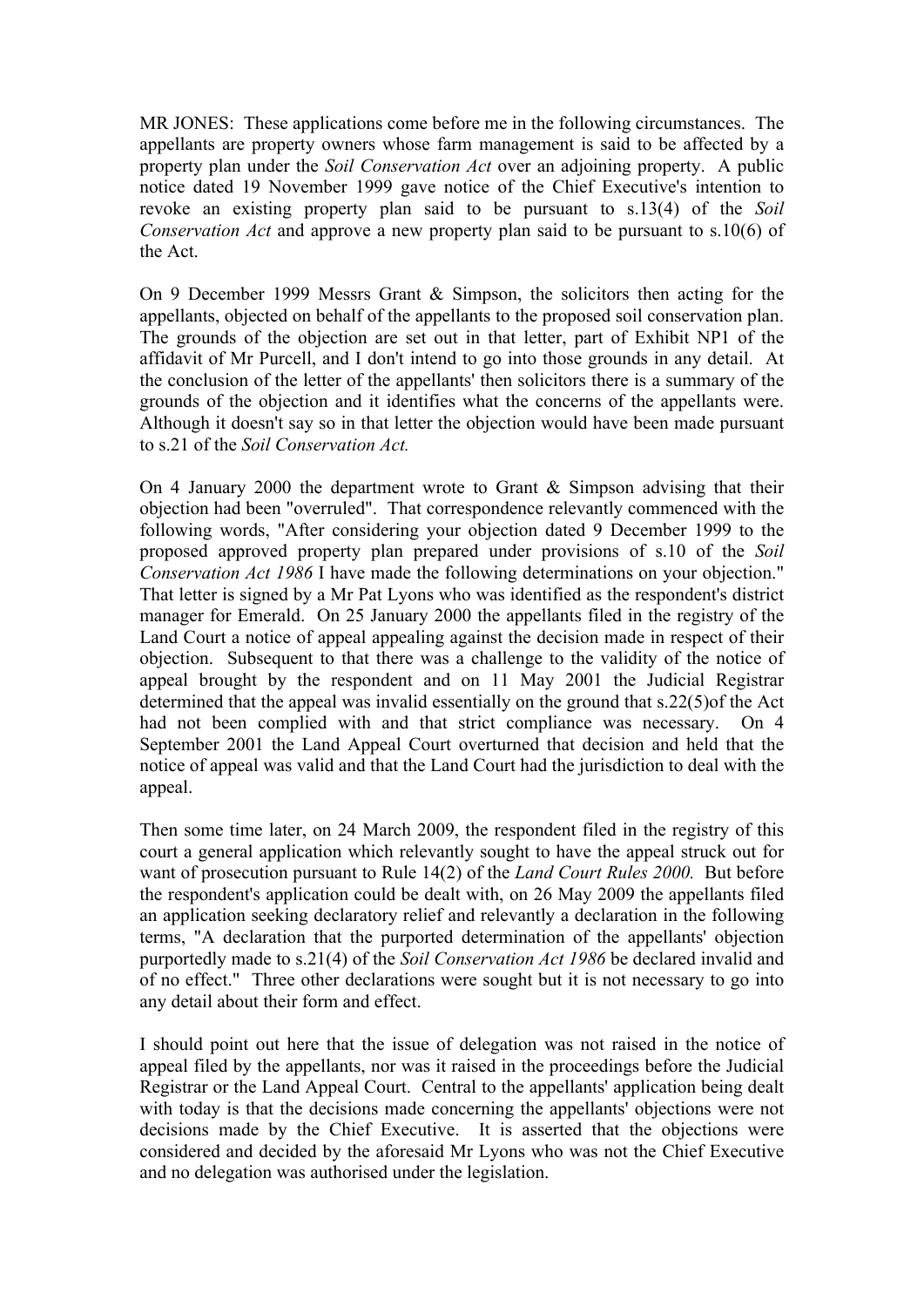MR JONES: These applications come before me in the following circumstances. The appellants are property owners whose farm management is said to be affected by a property plan under the *Soil Conservation Act* over an adjoining property. A public notice dated 19 November 1999 gave notice of the Chief Executive's intention to revoke an existing property plan said to be pursuant to s.13(4) of the *Soil Conservation Act* and approve a new property plan said to be pursuant to s.10(6) of the Act.

On 9 December 1999 Messrs Grant & Simpson, the solicitors then acting for the appellants, objected on behalf of the appellants to the proposed soil conservation plan. The grounds of the objection are set out in that letter, part of Exhibit NP1 of the affidavit of Mr Purcell, and I don't intend to go into those grounds in any detail. At the conclusion of the letter of the appellants' then solicitors there is a summary of the grounds of the objection and it identifies what the concerns of the appellants were. Although it doesn't say so in that letter the objection would have been made pursuant to s.21 of the *Soil Conservation Act.*

On 4 January 2000 the department wrote to Grant & Simpson advising that their objection had been "overruled". That correspondence relevantly commenced with the following words, "After considering your objection dated 9 December 1999 to the proposed approved property plan prepared under provisions of s.10 of the *Soil Conservation Act 1986* I have made the following determinations on your objection." That letter is signed by a Mr Pat Lyons who was identified as the respondent's district manager for Emerald. On 25 January 2000 the appellants filed in the registry of the Land Court a notice of appeal appealing against the decision made in respect of their objection. Subsequent to that there was a challenge to the validity of the notice of appeal brought by the respondent and on 11 May 2001 the Judicial Registrar determined that the appeal was invalid essentially on the ground that s.22(5)of the Act had not been complied with and that strict compliance was necessary. On 4 September 2001 the Land Appeal Court overturned that decision and held that the notice of appeal was valid and that the Land Court had the jurisdiction to deal with the appeal.

Then some time later, on 24 March 2009, the respondent filed in the registry of this court a general application which relevantly sought to have the appeal struck out for want of prosecution pursuant to Rule 14(2) of the *Land Court Rules 2000.* But before the respondent's application could be dealt with, on 26 May 2009 the appellants filed an application seeking declaratory relief and relevantly a declaration in the following terms, "A declaration that the purported determination of the appellants' objection purportedly made to s.21(4) of the *Soil Conservation Act 1986* be declared invalid and of no effect." Three other declarations were sought but it is not necessary to go into any detail about their form and effect.

I should point out here that the issue of delegation was not raised in the notice of appeal filed by the appellants, nor was it raised in the proceedings before the Judicial Registrar or the Land Appeal Court. Central to the appellants' application being dealt with today is that the decisions made concerning the appellants' objections were not decisions made by the Chief Executive. It is asserted that the objections were considered and decided by the aforesaid Mr Lyons who was not the Chief Executive and no delegation was authorised under the legislation.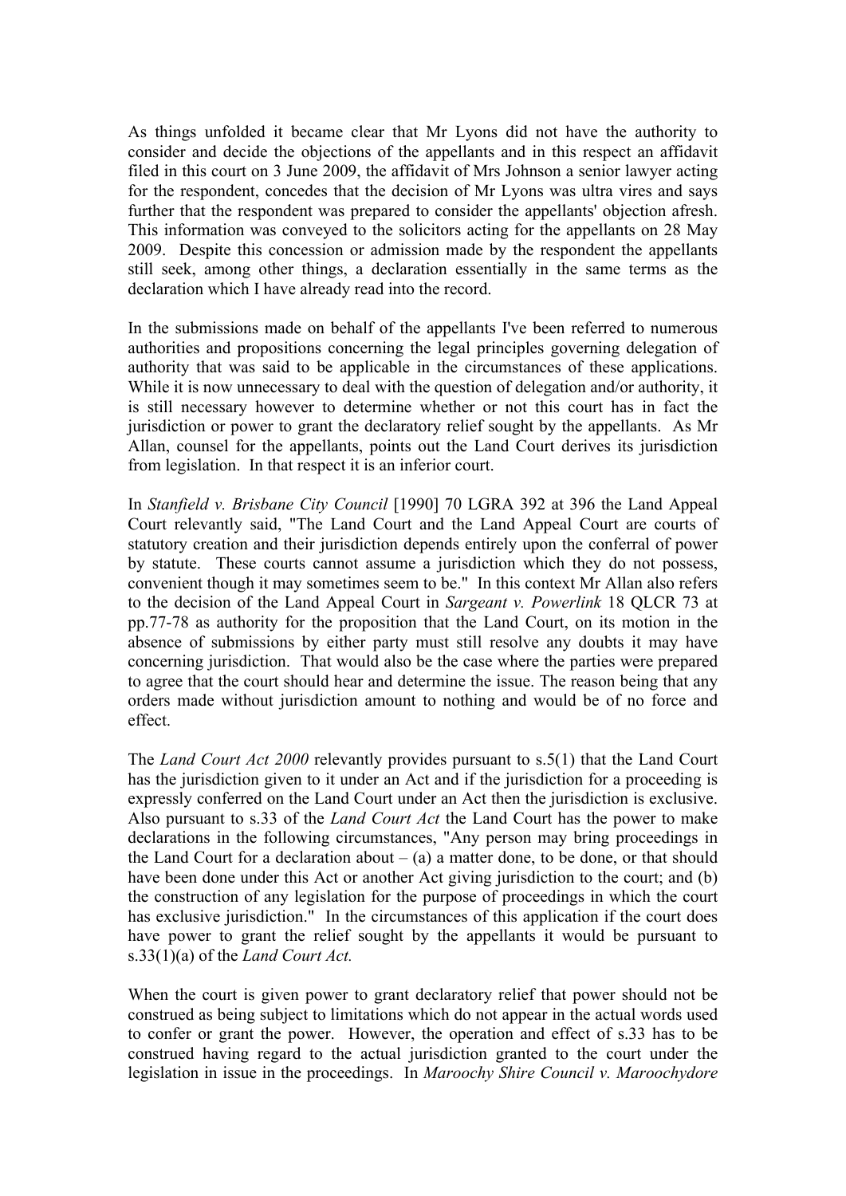As things unfolded it became clear that Mr Lyons did not have the authority to consider and decide the objections of the appellants and in this respect an affidavit filed in this court on 3 June 2009, the affidavit of Mrs Johnson a senior lawyer acting for the respondent, concedes that the decision of Mr Lyons was ultra vires and says further that the respondent was prepared to consider the appellants' objection afresh. This information was conveyed to the solicitors acting for the appellants on 28 May 2009. Despite this concession or admission made by the respondent the appellants still seek, among other things, a declaration essentially in the same terms as the declaration which I have already read into the record.

In the submissions made on behalf of the appellants I've been referred to numerous authorities and propositions concerning the legal principles governing delegation of authority that was said to be applicable in the circumstances of these applications. While it is now unnecessary to deal with the question of delegation and/or authority, it is still necessary however to determine whether or not this court has in fact the jurisdiction or power to grant the declaratory relief sought by the appellants. As Mr Allan, counsel for the appellants, points out the Land Court derives its jurisdiction from legislation. In that respect it is an inferior court.

In *Stanfield v. Brisbane City Council* [1990] 70 LGRA 392 at 396 the Land Appeal Court relevantly said, "The Land Court and the Land Appeal Court are courts of statutory creation and their jurisdiction depends entirely upon the conferral of power by statute. These courts cannot assume a jurisdiction which they do not possess, convenient though it may sometimes seem to be." In this context Mr Allan also refers to the decision of the Land Appeal Court in *Sargeant v. Powerlink* 18 QLCR 73 at pp.77-78 as authority for the proposition that the Land Court, on its motion in the absence of submissions by either party must still resolve any doubts it may have concerning jurisdiction. That would also be the case where the parties were prepared to agree that the court should hear and determine the issue. The reason being that any orders made without jurisdiction amount to nothing and would be of no force and effect.

The *Land Court Act 2000* relevantly provides pursuant to s.5(1) that the Land Court has the jurisdiction given to it under an Act and if the jurisdiction for a proceeding is expressly conferred on the Land Court under an Act then the jurisdiction is exclusive. Also pursuant to s.33 of the *Land Court Act* the Land Court has the power to make declarations in the following circumstances, "Any person may bring proceedings in the Land Court for a declaration about – (a) a matter done, to be done, or that should have been done under this Act or another Act giving jurisdiction to the court; and (b) the construction of any legislation for the purpose of proceedings in which the court has exclusive jurisdiction." In the circumstances of this application if the court does have power to grant the relief sought by the appellants it would be pursuant to s.33(1)(a) of the *Land Court Act.*

When the court is given power to grant declaratory relief that power should not be construed as being subject to limitations which do not appear in the actual words used to confer or grant the power. However, the operation and effect of s.33 has to be construed having regard to the actual jurisdiction granted to the court under the legislation in issue in the proceedings. In *Maroochy Shire Council v. Maroochydore*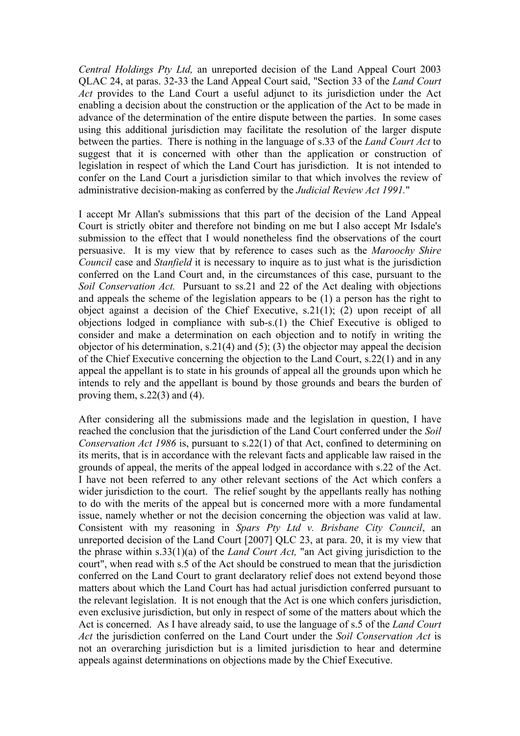*Central Holdings Pty Ltd,* an unreported decision of the Land Appeal Court 2003 QLAC 24, at paras. 32-33 the Land Appeal Court said, "Section 33 of the *Land Court Act* provides to the Land Court a useful adjunct to its jurisdiction under the Act enabling a decision about the construction or the application of the Act to be made in advance of the determination of the entire dispute between the parties. In some cases using this additional jurisdiction may facilitate the resolution of the larger dispute between the parties. There is nothing in the language of s.33 of the *Land Court Act* to suggest that it is concerned with other than the application or construction of legislation in respect of which the Land Court has jurisdiction. It is not intended to confer on the Land Court a jurisdiction similar to that which involves the review of administrative decision-making as conferred by the *Judicial Review Act 1991.*"

I accept Mr Allan's submissions that this part of the decision of the Land Appeal Court is strictly obiter and therefore not binding on me but I also accept Mr Isdale's submission to the effect that I would nonetheless find the observations of the court persuasive. It is my view that by reference to cases such as the *Maroochy Shire Council* case and *Stanfield* it is necessary to inquire as to just what is the jurisdiction conferred on the Land Court and, in the circumstances of this case, pursuant to the *Soil Conservation Act.* Pursuant to ss.21 and 22 of the Act dealing with objections and appeals the scheme of the legislation appears to be (1) a person has the right to object against a decision of the Chief Executive, s.21(1); (2) upon receipt of all objections lodged in compliance with sub-s.(1) the Chief Executive is obliged to consider and make a determination on each objection and to notify in writing the objector of his determination, s.21(4) and (5); (3) the objector may appeal the decision of the Chief Executive concerning the objection to the Land Court, s.22(1) and in any appeal the appellant is to state in his grounds of appeal all the grounds upon which he intends to rely and the appellant is bound by those grounds and bears the burden of proving them, s.22(3) and (4).

After considering all the submissions made and the legislation in question, I have reached the conclusion that the jurisdiction of the Land Court conferred under the *Soil Conservation Act 1986* is, pursuant to s.22(1) of that Act, confined to determining on its merits, that is in accordance with the relevant facts and applicable law raised in the grounds of appeal, the merits of the appeal lodged in accordance with s.22 of the Act. I have not been referred to any other relevant sections of the Act which confers a wider jurisdiction to the court. The relief sought by the appellants really has nothing to do with the merits of the appeal but is concerned more with a more fundamental issue, namely whether or not the decision concerning the objection was valid at law. Consistent with my reasoning in *Spars Pty Ltd v. Brisbane City Council*, an unreported decision of the Land Court [2007] QLC 23, at para. 20, it is my view that the phrase within s.33(1)(a) of the *Land Court Act,* "an Act giving jurisdiction to the court", when read with s.5 of the Act should be construed to mean that the jurisdiction conferred on the Land Court to grant declaratory relief does not extend beyond those matters about which the Land Court has had actual jurisdiction conferred pursuant to the relevant legislation. It is not enough that the Act is one which confers jurisdiction, even exclusive jurisdiction, but only in respect of some of the matters about which the Act is concerned. As I have already said, to use the language of s.5 of the *Land Court Act* the jurisdiction conferred on the Land Court under the *Soil Conservation Act* is not an overarching jurisdiction but is a limited jurisdiction to hear and determine appeals against determinations on objections made by the Chief Executive.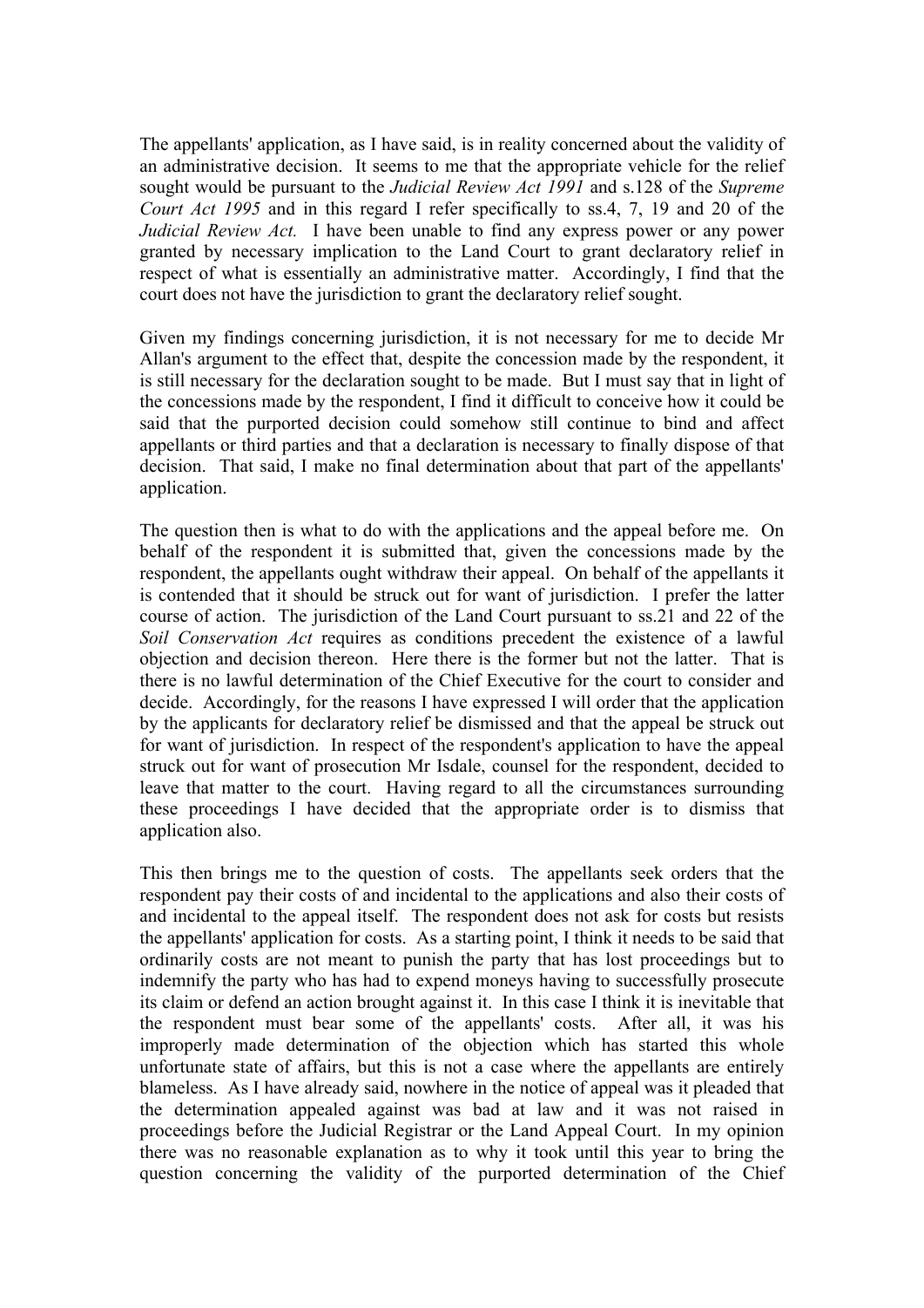The appellants' application, as I have said, is in reality concerned about the validity of an administrative decision. It seems to me that the appropriate vehicle for the relief sought would be pursuant to the *Judicial Review Act 1991* and s.128 of the *Supreme Court Act 1995* and in this regard I refer specifically to ss.4, 7, 19 and 20 of the *Judicial Review Act.* I have been unable to find any express power or any power granted by necessary implication to the Land Court to grant declaratory relief in respect of what is essentially an administrative matter. Accordingly, I find that the court does not have the jurisdiction to grant the declaratory relief sought.

Given my findings concerning jurisdiction, it is not necessary for me to decide Mr Allan's argument to the effect that, despite the concession made by the respondent, it is still necessary for the declaration sought to be made. But I must say that in light of the concessions made by the respondent, I find it difficult to conceive how it could be said that the purported decision could somehow still continue to bind and affect appellants or third parties and that a declaration is necessary to finally dispose of that decision. That said, I make no final determination about that part of the appellants' application.

The question then is what to do with the applications and the appeal before me. On behalf of the respondent it is submitted that, given the concessions made by the respondent, the appellants ought withdraw their appeal. On behalf of the appellants it is contended that it should be struck out for want of jurisdiction. I prefer the latter course of action. The jurisdiction of the Land Court pursuant to ss.21 and 22 of the *Soil Conservation Act* requires as conditions precedent the existence of a lawful objection and decision thereon. Here there is the former but not the latter. That is there is no lawful determination of the Chief Executive for the court to consider and decide. Accordingly, for the reasons I have expressed I will order that the application by the applicants for declaratory relief be dismissed and that the appeal be struck out for want of jurisdiction. In respect of the respondent's application to have the appeal struck out for want of prosecution Mr Isdale, counsel for the respondent, decided to leave that matter to the court. Having regard to all the circumstances surrounding these proceedings I have decided that the appropriate order is to dismiss that application also.

This then brings me to the question of costs. The appellants seek orders that the respondent pay their costs of and incidental to the applications and also their costs of and incidental to the appeal itself. The respondent does not ask for costs but resists the appellants' application for costs. As a starting point, I think it needs to be said that ordinarily costs are not meant to punish the party that has lost proceedings but to indemnify the party who has had to expend moneys having to successfully prosecute its claim or defend an action brought against it. In this case I think it is inevitable that the respondent must bear some of the appellants' costs. After all, it was his improperly made determination of the objection which has started this whole unfortunate state of affairs, but this is not a case where the appellants are entirely blameless. As I have already said, nowhere in the notice of appeal was it pleaded that the determination appealed against was bad at law and it was not raised in proceedings before the Judicial Registrar or the Land Appeal Court. In my opinion there was no reasonable explanation as to why it took until this year to bring the question concerning the validity of the purported determination of the Chief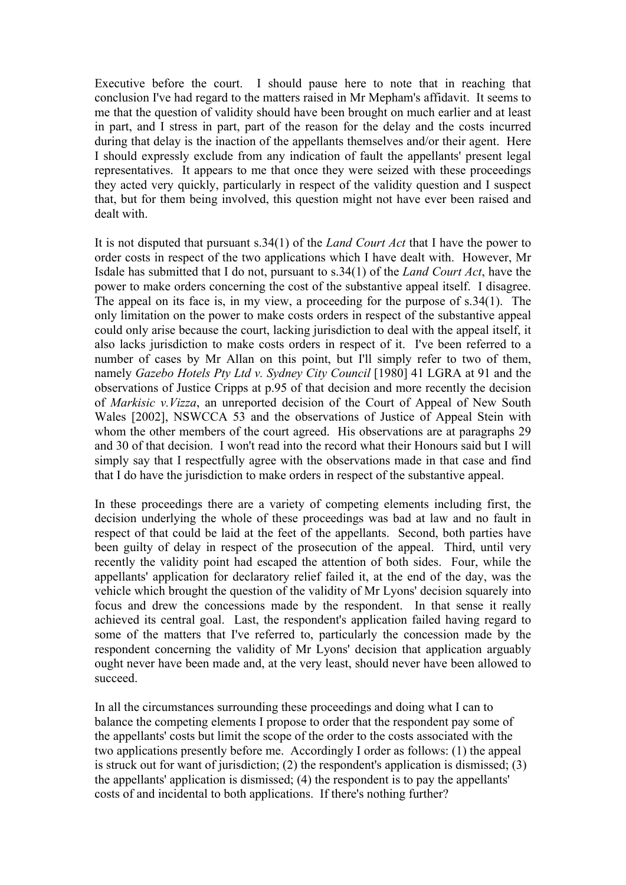Executive before the court. I should pause here to note that in reaching that conclusion I've had regard to the matters raised in Mr Mepham's affidavit. It seems to me that the question of validity should have been brought on much earlier and at least in part, and I stress in part, part of the reason for the delay and the costs incurred during that delay is the inaction of the appellants themselves and/or their agent. Here I should expressly exclude from any indication of fault the appellants' present legal representatives. It appears to me that once they were seized with these proceedings they acted very quickly, particularly in respect of the validity question and I suspect that, but for them being involved, this question might not have ever been raised and dealt with.

It is not disputed that pursuant s.34(1) of the *Land Court Act* that I have the power to order costs in respect of the two applications which I have dealt with. However, Mr Isdale has submitted that I do not, pursuant to s.34(1) of the *Land Court Act*, have the power to make orders concerning the cost of the substantive appeal itself. I disagree. The appeal on its face is, in my view, a proceeding for the purpose of s.34(1). The only limitation on the power to make costs orders in respect of the substantive appeal could only arise because the court, lacking jurisdiction to deal with the appeal itself, it also lacks jurisdiction to make costs orders in respect of it. I've been referred to a number of cases by Mr Allan on this point, but I'll simply refer to two of them, namely *Gazebo Hotels Pty Ltd v. Sydney City Council* [1980] 41 LGRA at 91 and the observations of Justice Cripps at p.95 of that decision and more recently the decision of *Markisic v.Vizza*, an unreported decision of the Court of Appeal of New South Wales [2002], NSWCCA 53 and the observations of Justice of Appeal Stein with whom the other members of the court agreed. His observations are at paragraphs 29 and 30 of that decision. I won't read into the record what their Honours said but I will simply say that I respectfully agree with the observations made in that case and find that I do have the jurisdiction to make orders in respect of the substantive appeal.

In these proceedings there are a variety of competing elements including first, the decision underlying the whole of these proceedings was bad at law and no fault in respect of that could be laid at the feet of the appellants. Second, both parties have been guilty of delay in respect of the prosecution of the appeal. Third, until very recently the validity point had escaped the attention of both sides. Four, while the appellants' application for declaratory relief failed it, at the end of the day, was the vehicle which brought the question of the validity of Mr Lyons' decision squarely into focus and drew the concessions made by the respondent. In that sense it really achieved its central goal. Last, the respondent's application failed having regard to some of the matters that I've referred to, particularly the concession made by the respondent concerning the validity of Mr Lyons' decision that application arguably ought never have been made and, at the very least, should never have been allowed to succeed.

In all the circumstances surrounding these proceedings and doing what I can to balance the competing elements I propose to order that the respondent pay some of the appellants' costs but limit the scope of the order to the costs associated with the two applications presently before me. Accordingly I order as follows: (1) the appeal is struck out for want of jurisdiction; (2) the respondent's application is dismissed; (3) the appellants' application is dismissed; (4) the respondent is to pay the appellants' costs of and incidental to both applications. If there's nothing further?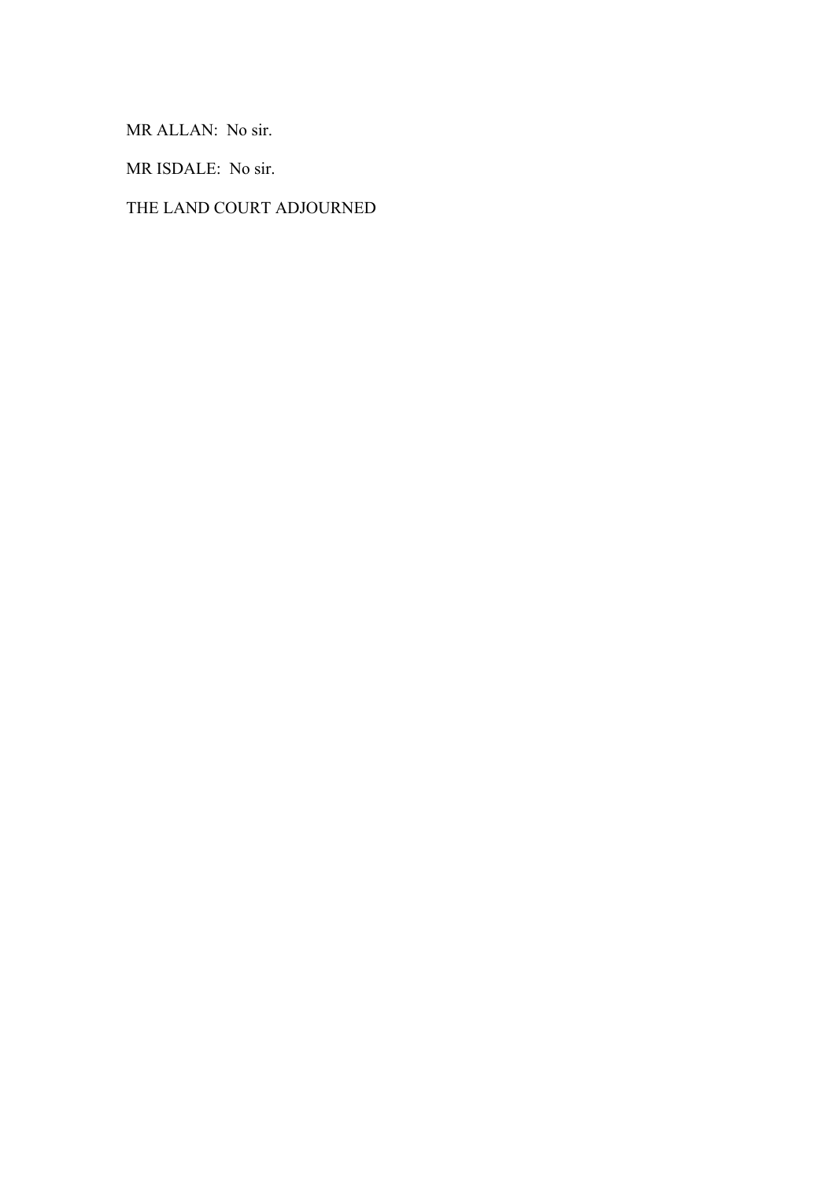MR ALLAN: No sir.

MR ISDALE: No sir.

THE LAND COURT ADJOURNED